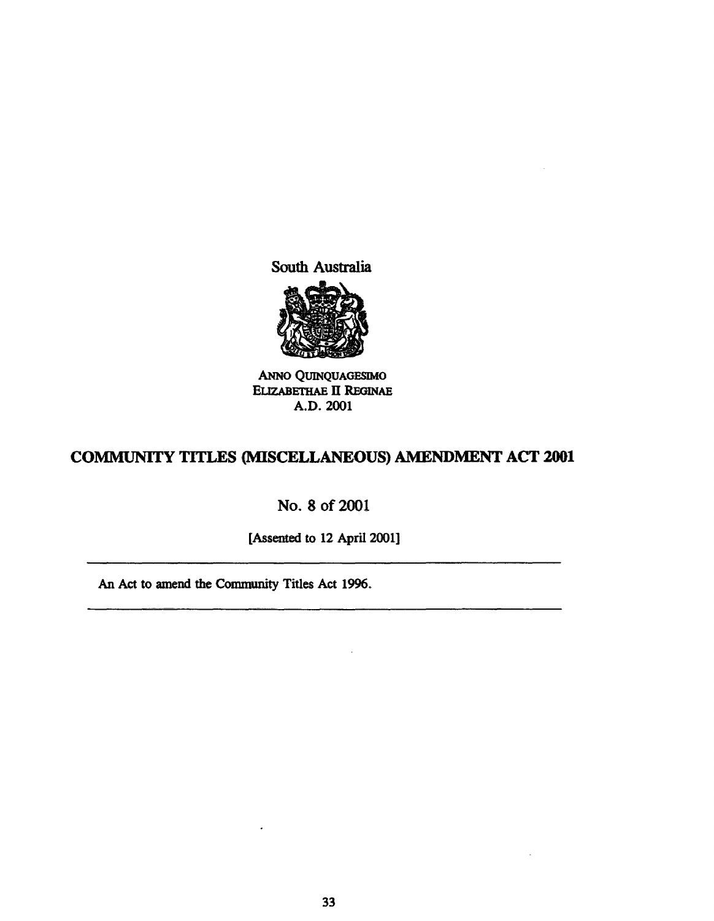South Australia

ANNO QUINQUAGESIMO
ELIZABETHAE II REGINAE
A.D. 2001

# COMMUNITY TITLES (MISCELLANEOUS) AMENDMENT ACT 2001

No. 8 of 2001

[Assented to 12 April 2001]

---

An Act to amend the Community Titles Act 1996.

---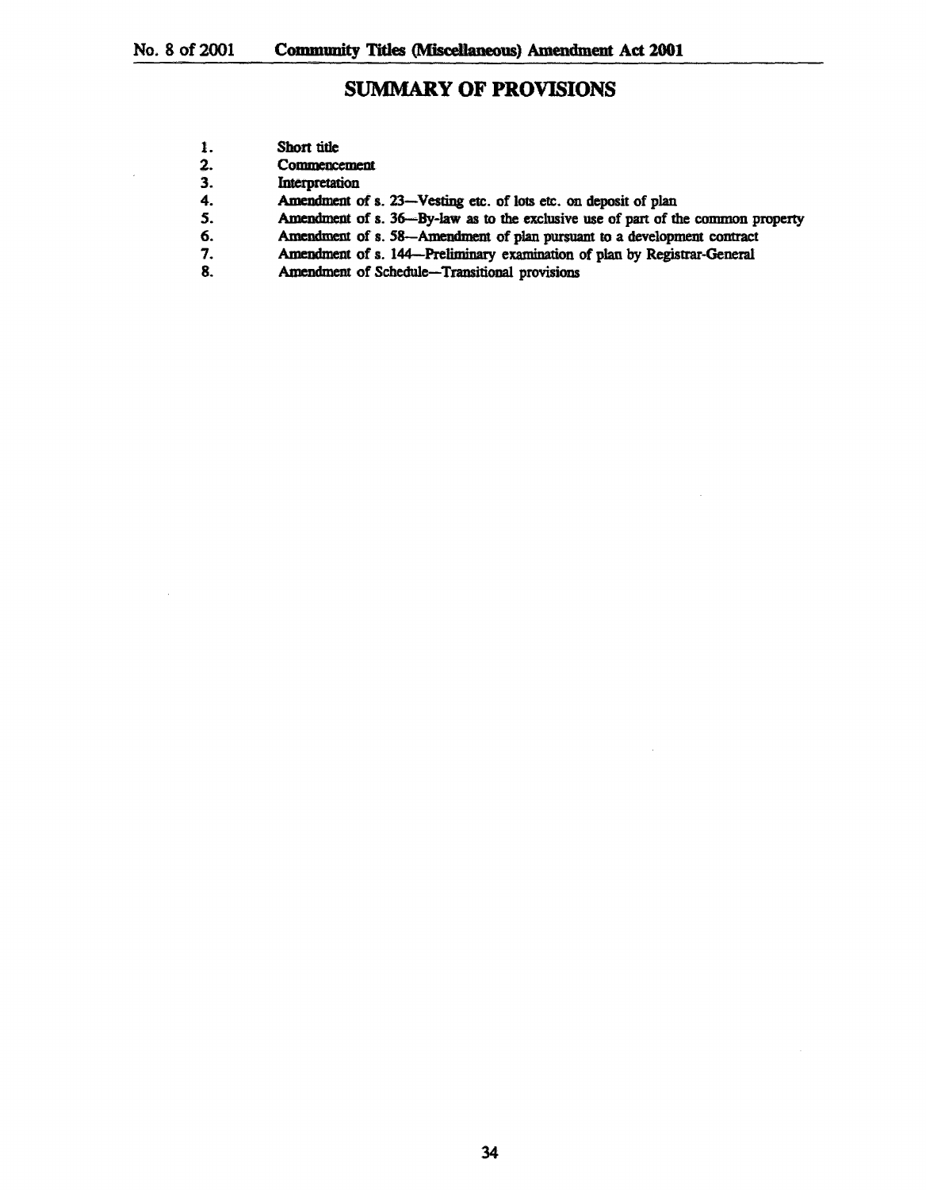## SUMMARY OF PROVISIONS

1. Short title
2. Commencement
3. Interpretation
4. Amendment of s. 23—Vesting etc. of lots etc. on deposit of plan
5. Amendment of s. 36—By-law as to the exclusive use of part of the common property
6. Amendment of s. 58—Amendment of plan pursuant to a development contract
7. Amendment of s. 144—Preliminary examination of plan by Registrar-General
8. Amendment of Schedule—Transitional provisions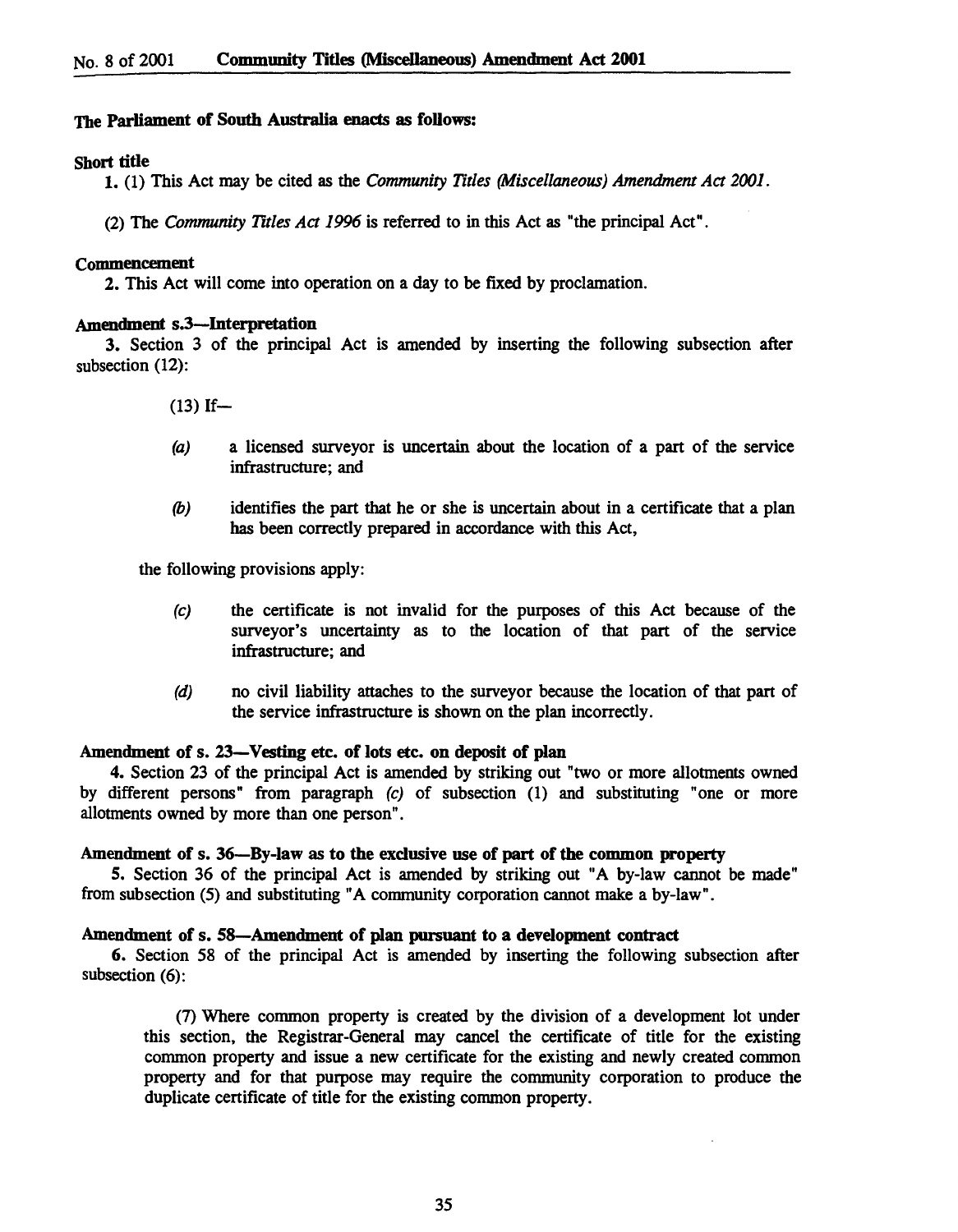**The Parliament of South Australia enacts as follows:**

**Short title**

**1.** (1) This Act may be cited as the *Community Titles (Miscellaneous) Amendment Act 2001*.

(2) The *Community Titles Act 1996* is referred to in this Act as "the principal Act".

**Commencement**

**2.** This Act will come into operation on a day to be fixed by proclamation.

**Amendment s.3—Interpretation**

**3.** Section 3 of the principal Act is amended by inserting the following subsection after subsection (12):

> (13) If—
>
> *(a)* a licensed surveyor is uncertain about the location of a part of the service infrastructure; and
>
> *(b)* identifies the part that he or she is uncertain about in a certificate that a plan has been correctly prepared in accordance with this Act,
>
> the following provisions apply:
>
> *(c)* the certificate is not invalid for the purposes of this Act because of the surveyor's uncertainty as to the location of that part of the service infrastructure; and
>
> *(d)* no civil liability attaches to the surveyor because the location of that part of the service infrastructure is shown on the plan incorrectly.

**Amendment of s. 23—Vesting etc. of lots etc. on deposit of plan**

**4.** Section 23 of the principal Act is amended by striking out "two or more allotments owned by different persons" from paragraph *(c)* of subsection (1) and substituting "one or more allotments owned by more than one person".

**Amendment of s. 36—By-law as to the exclusive use of part of the common property**

**5.** Section 36 of the principal Act is amended by striking out "A by-law cannot be made" from subsection (5) and substituting "A community corporation cannot make a by-law".

**Amendment of s. 58—Amendment of plan pursuant to a development contract**

**6.** Section 58 of the principal Act is amended by inserting the following subsection after subsection (6):

> (7) Where common property is created by the division of a development lot under this section, the Registrar-General may cancel the certificate of title for the existing common property and issue a new certificate for the existing and newly created common property and for that purpose may require the community corporation to produce the duplicate certificate of title for the existing common property.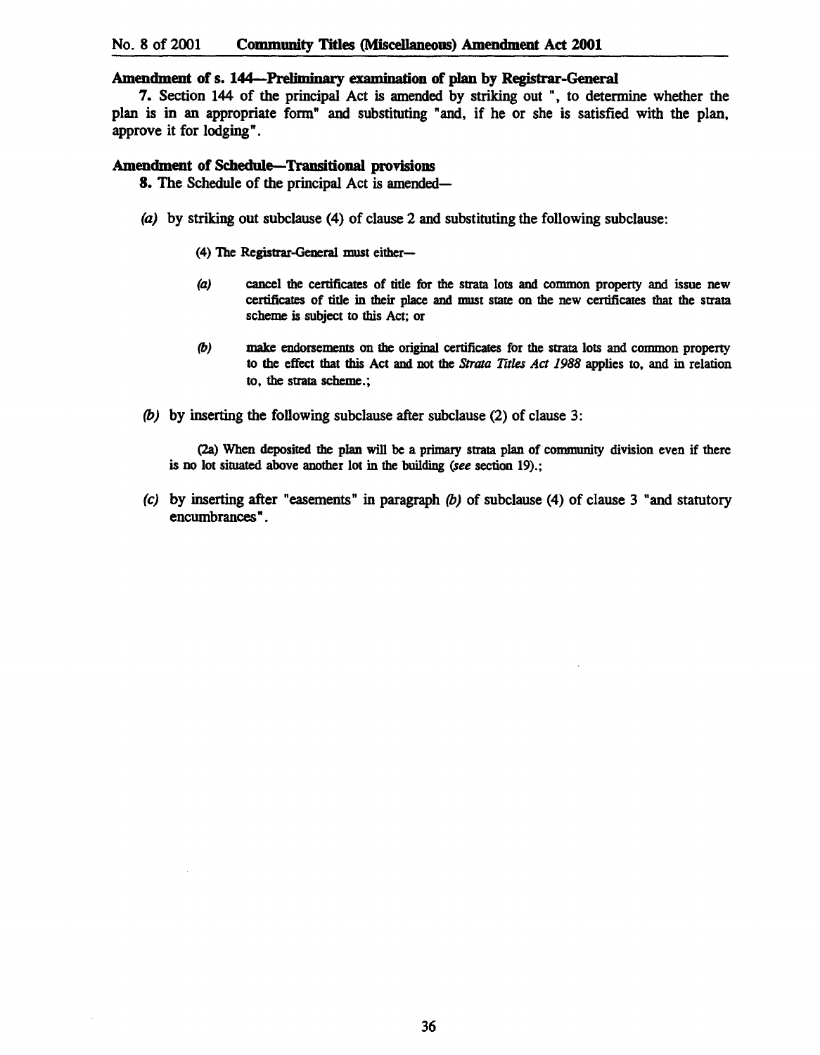**Amendment of s. 144—Preliminary examination of plan by Registrar-General**

**7.** Section 144 of the principal Act is amended by striking out ", to determine whether the plan is in an appropriate form" and substituting "and, if he or she is satisfied with the plan, approve it for lodging".

**Amendment of Schedule—Transitional provisions**

**8.** The Schedule of the principal Act is amended—

*(a)* by striking out subclause (4) of clause 2 and substituting the following subclause:

> (4) The Registrar-General must either—
>
> *(a)* cancel the certificates of title for the strata lots and common property and issue new certificates of title in their place and must state on the new certificates that the strata scheme is subject to this Act; or
>
> *(b)* make endorsements on the original certificates for the strata lots and common property to the effect that this Act and not the *Strata Titles Act 1988* applies to, and in relation to, the strata scheme.;

*(b)* by inserting the following subclause after subclause (2) of clause 3:

> (2a) When deposited the plan will be a primary strata plan of community division even if there is no lot situated above another lot in the building (*see* section 19).;

*(c)* by inserting after "easements" in paragraph *(b)* of subclause (4) of clause 3 "and statutory encumbrances".